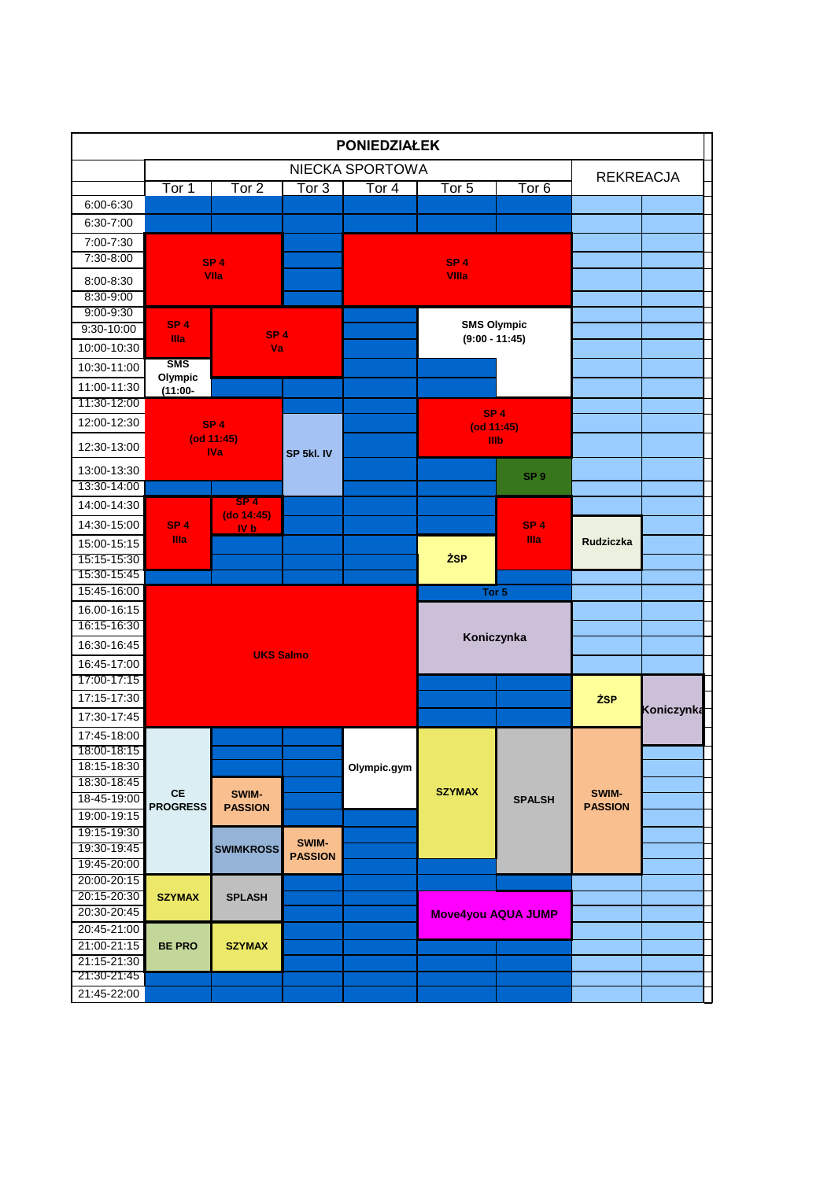# PONIEDZIAŁEK

| | NIECKA SPORTOWA | | | | | | REKREACJA | |
|---|---|---|---|---|---|---|---|---|
| | Tor 1 | Tor 2 | Tor 3 | Tor 4 | Tor 5 | Tor 6 | | |
| 6:00-6:30 | | | | | | | | |
| 6:30-7:00 | | | | | | | | |
| 7:00-7:30 | SP 4 VIIa | | | SP 4 VIIIa | | | | |
| 7:30-8:00 | | | | | | | | |
| 8:00-8:30 | | | | | | | | |
| 8:30-9:00 | | | | | | | | |
| 9:00-9:30 | SP 4 IIIa | SP 4 Va | | | SMS Olympic (9:00 - 11:45) | | | |
| 9:30-10:00 | | | | | | | | |
| 10:00-10:30 | | | | | | | | |
| 10:30-11:00 | SMS Olympic (11:00- | | | | | | | |
| 11:00-11:30 | | | | | | | | |
| 11:30-12:00 | SP 4 (od 11:45) IVa | | | | SP 4 (od 11:45) IIIb | | | |
| 12:00-12:30 | | | SP 5kl. IV | | | | | |
| 12:30-13:00 | | | | | | | | |
| 13:00-13:30 | | | | | | SP 9 | | |
| 13:30-14:00 | | | | | | | | |
| 14:00-14:30 | SP 4 IIIa | SP 4 (do 14:45) IV b | | | | SP 4 IIIa | | |
| 14:30-15:00 | | | | | | | Rudziczka | |
| 15:00-15:15 | | | | | ŻSP | | | |
| 15:15-15:30 | | | | | | | | |
| 15:30-15:45 | | | | | | | | |
| 15:45-16:00 | UKS Salmo | | | | Tor 5 | | | |
| 16.00-16:15 | | | | | Koniczynka | | | |
| 16:15-16:30 | | | | | | | | |
| 16:30-16:45 | | | | | | | | |
| 16:45-17:00 | | | | | | | | |
| 17:00-17:15 | | | | | | | ŻSP | Koniczynka |
| 17:15-17:30 | | | | | | | | |
| 17:30-17:45 | | | | | | | | |
| 17:45-18:00 | CE PROGRESS | | | Olympic.gym | SZYMAX | SPALSH | SWIM-PASSION | |
| 18:00-18:15 | | | | | | | | |
| 18:15-18:30 | | | | | | | | |
| 18:30-18:45 | | SWIM-PASSION | | | | | | |
| 18-45-19:00 | | | | | | | | |
| 19:00-19:15 | | | | | | | | |
| 19:15-19:30 | | SWIMKROSS | SWIM-PASSION | | | | | |
| 19:30-19:45 | | | | | | | | |
| 19:45-20:00 | | | | | | | | |
| 20:00-20:15 | SZYMAX | SPLASH | | | | | | |
| 20:15-20:30 | | | | | Move4you AQUA JUMP | | | |
| 20:30-20:45 | | | | | | | | |
| 20:45-21:00 | BE PRO | SZYMAX | | | | | | |
| 21:00-21:15 | | | | | | | | |
| 21:15-21:30 | | | | | | | | |
| 21:30-21:45 | | | | | | | | |
| 21:45-22:00 | | | | | | | | |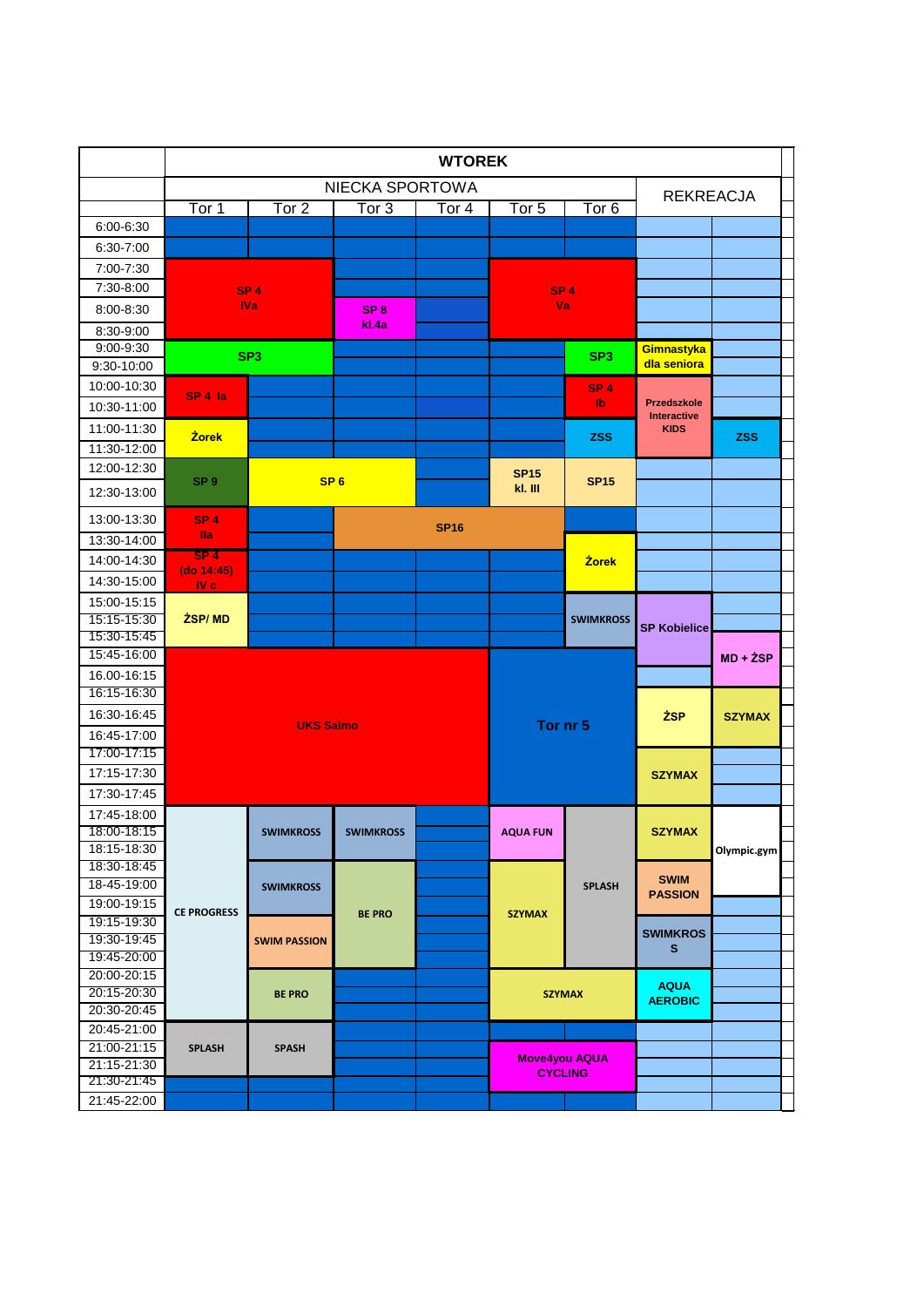## WTOREK

| | NIECKA SPORTOWA | | | | | | REKREACJA | |
|---|---|---|---|---|---|---|---|---|
| | Tor 1 | Tor 2 | Tor 3 | Tor 4 | Tor 5 | Tor 6 | | |
| 6:00-6:30 | | | | | | | | |
| 6:30-7:00 | | | | | | | | |
| 7:00-7:30 | SP 4 IVa | SP 4 IVa | | | SP 4 Va | SP 4 Va | | |
| 7:30-8:00 | SP 4 IVa | SP 4 IVa | | | SP 4 Va | SP 4 Va | | |
| 8:00-8:30 | SP 4 IVa | SP 4 IVa | SP 8 kl.4a | | SP 4 Va | SP 4 Va | | |
| 8:30-9:00 | SP 4 IVa | SP 4 IVa | SP 8 kl.4a | | SP 4 Va | SP 4 Va | | |
| 9:00-9:30 | SP3 | SP3 | | | | SP3 | Gimnastyka dla seniora | |
| 9:30-10:00 | SP3 | SP3 | | | | SP3 | Gimnastyka dla seniora | |
| 10:00-10:30 | SP 4 Ia | | | | | SP 4 Ib | Przedszkole Interactive KIDS | |
| 10:30-11:00 | SP 4 Ia | | | | | SP 4 Ib | Przedszkole Interactive KIDS | |
| 11:00-11:30 | Żorek | | | | | ZSS | Przedszkole Interactive KIDS | ZSS |
| 11:30-12:00 | Żorek | | | | | ZSS | | ZSS |
| 12:00-12:30 | SP 9 | SP 6 | SP 6 | | SP15 kl. III | SP15 | | |
| 12:30-13:00 | SP 9 | SP 6 | SP 6 | | SP15 kl. III | SP15 | | |
| 13:00-13:30 | SP 4 IIa | | SP16 | SP16 | SP16 | | | |
| 13:30-14:00 | SP 4 IIa | | SP16 | SP16 | SP16 | Żorek | | |
| 14:00-14:30 | SP 4 (do 14:45) IV c | | | | | Żorek | | |
| 14:30-15:00 | SP 4 (do 14:45) IV c | | | | | Żorek | | |
| 15:00-15:15 | ŻSP/ MD | | | | | SWIMKROSS | SP Kobielice | |
| 15:15-15:30 | ŻSP/ MD | | | | | SWIMKROSS | SP Kobielice | |
| 15:30-15:45 | ŻSP/ MD | | | | | SWIMKROSS | SP Kobielice | MD + ŻSP |
| 15:45-16:00 | UKS Salmo | UKS Salmo | UKS Salmo | UKS Salmo | Tor nr 5 | Tor nr 5 | SP Kobielice | MD + ŻSP |
| 16.00-16:15 | UKS Salmo | UKS Salmo | UKS Salmo | UKS Salmo | Tor nr 5 | Tor nr 5 | | MD + ŻSP |
| 16:15-16:30 | UKS Salmo | UKS Salmo | UKS Salmo | UKS Salmo | Tor nr 5 | Tor nr 5 | ŻSP | SZYMAX |
| 16:30-16:45 | UKS Salmo | UKS Salmo | UKS Salmo | UKS Salmo | Tor nr 5 | Tor nr 5 | ŻSP | SZYMAX |
| 16:45-17:00 | UKS Salmo | UKS Salmo | UKS Salmo | UKS Salmo | Tor nr 5 | Tor nr 5 | ŻSP | SZYMAX |
| 17:00-17:15 | UKS Salmo | UKS Salmo | UKS Salmo | UKS Salmo | Tor nr 5 | Tor nr 5 | SZYMAX | |
| 17:15-17:30 | UKS Salmo | UKS Salmo | UKS Salmo | UKS Salmo | Tor nr 5 | Tor nr 5 | SZYMAX | |
| 17:30-17:45 | UKS Salmo | UKS Salmo | UKS Salmo | UKS Salmo | Tor nr 5 | Tor nr 5 | SZYMAX | |
| 17:45-18:00 | CE PROGRESS | SWIMKROSS | SWIMKROSS | | AQUA FUN | SPLASH | SZYMAX | Olympic.gym |
| 18:00-18:15 | CE PROGRESS | SWIMKROSS | SWIMKROSS | | AQUA FUN | SPLASH | SZYMAX | Olympic.gym |
| 18:15-18:30 | CE PROGRESS | SWIMKROSS | SWIMKROSS | | AQUA FUN | SPLASH | SZYMAX | Olympic.gym |
| 18:30-18:45 | CE PROGRESS | SWIMKROSS | BE PRO | | SZYMAX | SPLASH | SWIM PASSION | Olympic.gym |
| 18-45-19:00 | CE PROGRESS | SWIMKROSS | BE PRO | | SZYMAX | SPLASH | SWIM PASSION | Olympic.gym |
| 19:00-19:15 | CE PROGRESS | SWIMKROSS | BE PRO | | SZYMAX | SPLASH | SWIM PASSION | |
| 19:15-19:30 | CE PROGRESS | SWIM PASSION | BE PRO | | SZYMAX | SPLASH | SWIMKROSS | |
| 19:30-19:45 | CE PROGRESS | SWIM PASSION | BE PRO | | SZYMAX | SPLASH | SWIMKROSS | |
| 19:45-20:00 | CE PROGRESS | SWIM PASSION | BE PRO | | SZYMAX | SPLASH | SWIMKROSS | |
| 20:00-20:15 | CE PROGRESS | BE PRO | | | SZYMAX | SZYMAX | AQUA AEROBIC | |
| 20:15-20:30 | CE PROGRESS | BE PRO | | | SZYMAX | SZYMAX | AQUA AEROBIC | |
| 20:30-20:45 | CE PROGRESS | BE PRO | | | SZYMAX | SZYMAX | AQUA AEROBIC | |
| 20:45-21:00 | SPLASH | SPASH | | | | | | |
| 21:00-21:15 | SPLASH | SPASH | | | Move4you AQUA CYCLING | Move4you AQUA CYCLING | | |
| 21:15-21:30 | SPLASH | SPASH | | | Move4you AQUA CYCLING | Move4you AQUA CYCLING | | |
| 21:30-21:45 | | | | | Move4you AQUA CYCLING | Move4you AQUA CYCLING | | |
| 21:45-22:00 | | | | | | | | |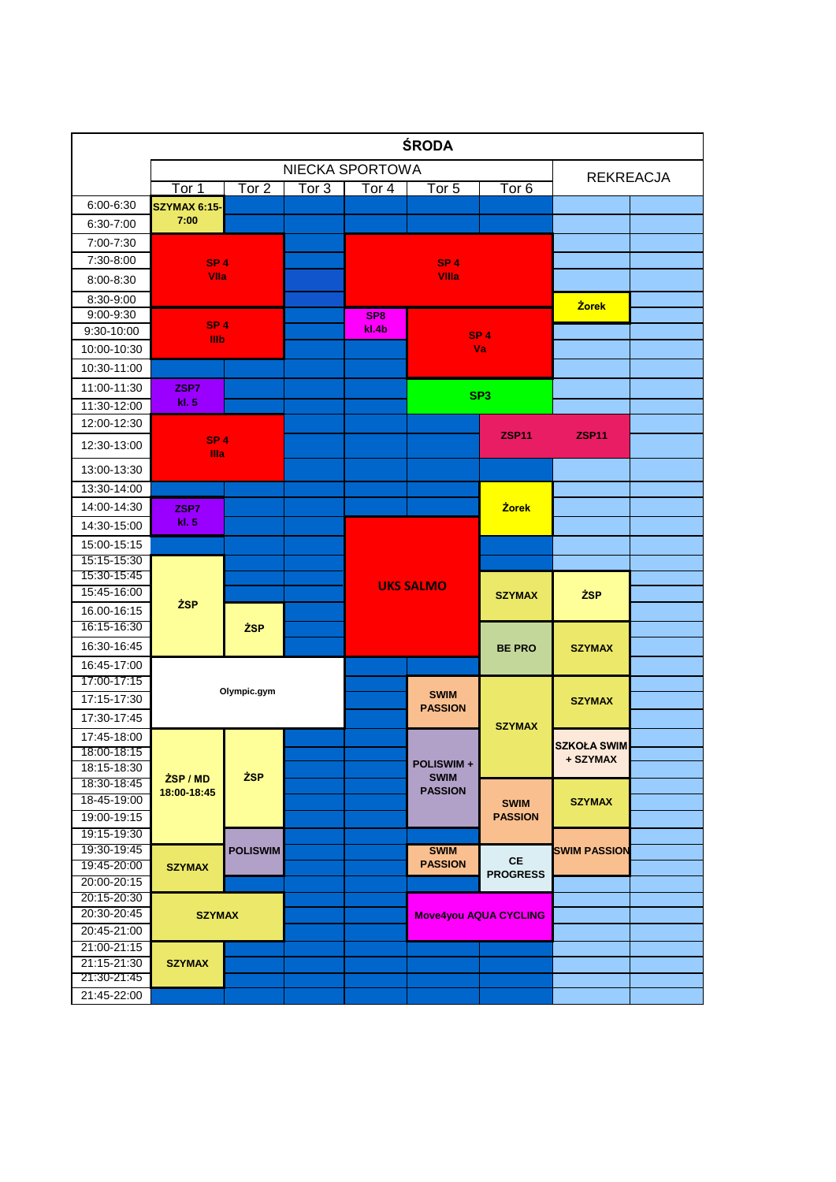# ŚRODA

| | NIECKA SPORTOWA | | | | | | REKREACJA | |
|---|---|---|---|---|---|---|---|---|
| | Tor 1 | Tor 2 | Tor 3 | Tor 4 | Tor 5 | Tor 6 | | |
| 6:00-6:30 | SZYMAX 6:15-7:00 | | | | | | | |
| 6:30-7:00 | SZYMAX 6:15-7:00 | | | | | | | |
| 7:00-7:30 | SP 4 VIIa | SP 4 VIIa | | SP 4 VIIIa | SP 4 VIIIa | SP 4 VIIIa | | |
| 7:30-8:00 | SP 4 VIIa | SP 4 VIIa | | SP 4 VIIIa | SP 4 VIIIa | SP 4 VIIIa | | |
| 8:00-8:30 | SP 4 VIIa | SP 4 VIIa | | SP 4 VIIIa | SP 4 VIIIa | SP 4 VIIIa | | |
| 8:30-9:00 | SP 4 VIIa | SP 4 VIIa | | SP 4 VIIIa | SP 4 VIIIa | SP 4 VIIIa | Żorek | |
| 9:00-9:30 | SP 4 IIIb | SP 4 IIIb | | SP8 kl.4b | SP 4 Va | SP 4 Va | Żorek | |
| 9:30-10:00 | SP 4 IIIb | SP 4 IIIb | | SP8 kl.4b | SP 4 Va | SP 4 Va | | |
| 10:00-10:30 | SP 4 IIIb | SP 4 IIIb | | | SP 4 Va | SP 4 Va | | |
| 10:30-11:00 | | | | | SP 4 Va | SP 4 Va | | |
| 11:00-11:30 | ZSP7 kl. 5 | | | | SP3 | SP3 | | |
| 11:30-12:00 | ZSP7 kl. 5 | | | | SP3 | SP3 | | |
| 12:00-12:30 | SP 4 IIIa | SP 4 IIIa | | | | ZSP11 | ZSP11 | |
| 12:30-13:00 | SP 4 IIIa | SP 4 IIIa | | | | ZSP11 | ZSP11 | |
| 13:00-13:30 | SP 4 IIIa | SP 4 IIIa | | | | | | |
| 13:30-14:00 | | | | | | Żorek | | |
| 14:00-14:30 | ZSP7 kl. 5 | | | | | Żorek | | |
| 14:30-15:00 | ZSP7 kl. 5 | | | UKS SALMO | UKS SALMO | Żorek | | |
| 15:00-15:15 | | | | UKS SALMO | UKS SALMO | | | |
| 15:15-15:30 | ŻSP | | | UKS SALMO | UKS SALMO | | | |
| 15:30-15:45 | ŻSP | | | UKS SALMO | UKS SALMO | SZYMAX | ŻSP | |
| 15:45-16:00 | ŻSP | | | UKS SALMO | UKS SALMO | SZYMAX | ŻSP | |
| 16.00-16:15 | ŻSP | ŻSP | | UKS SALMO | UKS SALMO | SZYMAX | ŻSP | |
| 16:15-16:30 | ŻSP | ŻSP | | UKS SALMO | UKS SALMO | BE PRO | SZYMAX | |
| 16:30-16:45 | ŻSP | ŻSP | | UKS SALMO | UKS SALMO | BE PRO | SZYMAX | |
| 16:45-17:00 | Olympic.gym | Olympic.gym | Olympic.gym | | | BE PRO | SZYMAX | |
| 17:00-17:15 | Olympic.gym | Olympic.gym | Olympic.gym | | SWIM PASSION | SZYMAX | SZYMAX | |
| 17:15-17:30 | Olympic.gym | Olympic.gym | Olympic.gym | | SWIM PASSION | SZYMAX | SZYMAX | |
| 17:30-17:45 | Olympic.gym | Olympic.gym | Olympic.gym | | SWIM PASSION | SZYMAX | SZYMAX | |
| 17:45-18:00 | ŻSP / MD 18:00-18:45 | ŻSP | | | POLISWIM + SWIM PASSION | SZYMAX | SZKOŁA SWIM + SZYMAX | |
| 18:00-18:15 | ŻSP / MD 18:00-18:45 | ŻSP | | | POLISWIM + SWIM PASSION | SZYMAX | SZKOŁA SWIM + SZYMAX | |
| 18:15-18:30 | ŻSP / MD 18:00-18:45 | ŻSP | | | POLISWIM + SWIM PASSION | SZYMAX | SZKOŁA SWIM + SZYMAX | |
| 18:30-18:45 | ŻSP / MD 18:00-18:45 | ŻSP | | | POLISWIM + SWIM PASSION | SWIM PASSION | SZYMAX | |
| 18-45-19:00 | ŻSP / MD 18:00-18:45 | ŻSP | | | POLISWIM + SWIM PASSION | SWIM PASSION | SZYMAX | |
| 19:00-19:15 | ŻSP / MD 18:00-18:45 | ŻSP | | | POLISWIM + SWIM PASSION | SWIM PASSION | SZYMAX | |
| 19:15-19:30 | ŻSP / MD 18:00-18:45 | POLISWIM | | | | SWIM PASSION | SWIM PASSION | |
| 19:30-19:45 | SZYMAX | POLISWIM | | | SWIM PASSION | CE PROGRESS | SWIM PASSION | |
| 19:45-20:00 | SZYMAX | POLISWIM | | | SWIM PASSION | CE PROGRESS | SWIM PASSION | |
| 20:00-20:15 | SZYMAX | | | | | CE PROGRESS | | |
| 20:15-20:30 | SZYMAX | SZYMAX | | | Move4you AQUA CYCLING | Move4you AQUA CYCLING | | |
| 20:30-20:45 | SZYMAX | SZYMAX | | | Move4you AQUA CYCLING | Move4you AQUA CYCLING | | |
| 20:45-21:00 | SZYMAX | SZYMAX | | | Move4you AQUA CYCLING | Move4you AQUA CYCLING | | |
| 21:00-21:15 | SZYMAX | | | | | | | |
| 21:15-21:30 | SZYMAX | | | | | | | |
| 21:30-21:45 | SZYMAX | | | | | | | |
| 21:45-22:00 | | | | | | | | |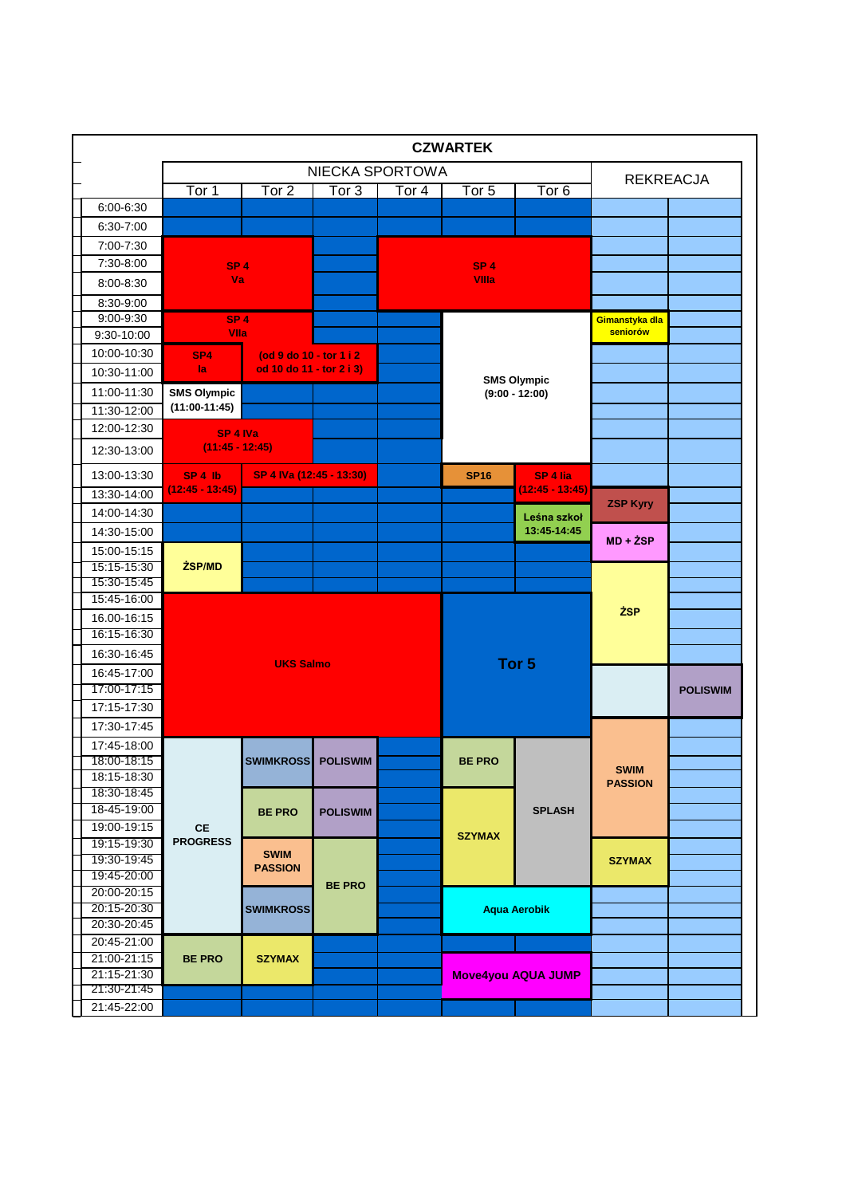# CZWARTEK

| | NIECKA SPORTOWA | | | | | | REKREACJA | |
|---|---|---|---|---|---|---|---|---|
| | Tor 1 | Tor 2 | Tor 3 | Tor 4 | Tor 5 | Tor 6 | | |
| 6:00-6:30 | | | | | | | | |
| 6:30-7:00 | | | | | | | | |
| 7:00-7:30 | SP 4 Va | SP 4 Va | | SP 4 VIIIa | SP 4 VIIIa | SP 4 VIIIa | | |
| 7:30-8:00 | SP 4 Va | SP 4 Va | | SP 4 VIIIa | SP 4 VIIIa | SP 4 VIIIa | | |
| 8:00-8:30 | SP 4 Va | SP 4 Va | | SP 4 VIIIa | SP 4 VIIIa | SP 4 VIIIa | | |
| 8:30-9:00 | SP 4 Va | SP 4 Va | | SP 4 VIIIa | SP 4 VIIIa | SP 4 VIIIa | | |
| 9:00-9:30 | SP 4 VIIa | SP 4 VIIa | | | SMS Olympic (9:00 - 12:00) | SMS Olympic (9:00 - 12:00) | Gimanstyka dla seniorów | |
| 9:30-10:00 | SP 4 VIIa | SP 4 VIIa | | | SMS Olympic (9:00 - 12:00) | SMS Olympic (9:00 - 12:00) | Gimanstyka dla seniorów | |
| 10:00-10:30 | SP4 Ia | (od 9 do 10 - tor 1 i 2 od 10 do 11 - tor 2 i 3) | (od 9 do 10 - tor 1 i 2 od 10 do 11 - tor 2 i 3) | | SMS Olympic (9:00 - 12:00) | SMS Olympic (9:00 - 12:00) | | |
| 10:30-11:00 | SP4 Ia | (od 9 do 10 - tor 1 i 2 od 10 do 11 - tor 2 i 3) | (od 9 do 10 - tor 1 i 2 od 10 do 11 - tor 2 i 3) | | SMS Olympic (9:00 - 12:00) | SMS Olympic (9:00 - 12:00) | | |
| 11:00-11:30 | SMS Olympic (11:00-11:45) | | | | SMS Olympic (9:00 - 12:00) | SMS Olympic (9:00 - 12:00) | | |
| 11:30-12:00 | SMS Olympic (11:00-11:45) | | | | SMS Olympic (9:00 - 12:00) | SMS Olympic (9:00 - 12:00) | | |
| 12:00-12:30 | SP 4 IVa (11:45 - 12:45) | SP 4 IVa (11:45 - 12:45) | | | | | | |
| 12:30-13:00 | SP 4 IVa (11:45 - 12:45) | SP 4 IVa (11:45 - 12:45) | | | | | | |
| 13:00-13:30 | SP 4 Ib (12:45 - 13:45) | SP 4 IVa (12:45 - 13:30) | SP 4 IVa (12:45 - 13:30) | | SP16 | SP 4 IIa (12:45 - 13:45) | | |
| 13:30-14:00 | SP 4 Ib (12:45 - 13:45) | | | | | SP 4 IIa (12:45 - 13:45) | ZSP Kyry | |
| 14:00-14:30 | | | | | | Leśna szkoł 13:45-14:45 | ZSP Kyry | |
| 14:30-15:00 | | | | | | Leśna szkoł 13:45-14:45 | MD + ŻSP | |
| 15:00-15:15 | ŻSP/MD | | | | | | MD + ŻSP | |
| 15:15-15:30 | ŻSP/MD | | | | | | ŻSP | |
| 15:30-15:45 | ŻSP/MD | | | | | | ŻSP | |
| 15:45-16:00 | UKS Salmo | UKS Salmo | UKS Salmo | UKS Salmo | Tor 5 | Tor 5 | ŻSP | |
| 16.00-16:15 | UKS Salmo | UKS Salmo | UKS Salmo | UKS Salmo | Tor 5 | Tor 5 | ŻSP | |
| 16:15-16:30 | UKS Salmo | UKS Salmo | UKS Salmo | UKS Salmo | Tor 5 | Tor 5 | ŻSP | |
| 16:30-16:45 | UKS Salmo | UKS Salmo | UKS Salmo | UKS Salmo | Tor 5 | Tor 5 | ŻSP | |
| 16:45-17:00 | UKS Salmo | UKS Salmo | UKS Salmo | UKS Salmo | Tor 5 | Tor 5 | | POLISWIM |
| 17:00-17:15 | UKS Salmo | UKS Salmo | UKS Salmo | UKS Salmo | Tor 5 | Tor 5 | | POLISWIM |
| 17:15-17:30 | UKS Salmo | UKS Salmo | UKS Salmo | UKS Salmo | Tor 5 | Tor 5 | | POLISWIM |
| 17:30-17:45 | UKS Salmo | UKS Salmo | UKS Salmo | UKS Salmo | Tor 5 | Tor 5 | SWIM PASSION | |
| 17:45-18:00 | CE PROGRESS | SWIMKROSS | POLISWIM | | BE PRO | SPLASH | SWIM PASSION | |
| 18:00-18:15 | CE PROGRESS | SWIMKROSS | POLISWIM | | BE PRO | SPLASH | SWIM PASSION | |
| 18:15-18:30 | CE PROGRESS | SWIMKROSS | POLISWIM | | BE PRO | SPLASH | SWIM PASSION | |
| 18:30-18:45 | CE PROGRESS | BE PRO | POLISWIM | | SZYMAX | SPLASH | SWIM PASSION | |
| 18-45-19:00 | CE PROGRESS | BE PRO | POLISWIM | | SZYMAX | SPLASH | SWIM PASSION | |
| 19:00-19:15 | CE PROGRESS | BE PRO | POLISWIM | | SZYMAX | SPLASH | SWIM PASSION | |
| 19:15-19:30 | CE PROGRESS | SWIM PASSION | BE PRO | | SZYMAX | SPLASH | SZYMAX | |
| 19:30-19:45 | CE PROGRESS | SWIM PASSION | BE PRO | | SZYMAX | SPLASH | SZYMAX | |
| 19:45-20:00 | CE PROGRESS | SWIM PASSION | BE PRO | | SZYMAX | SPLASH | SZYMAX | |
| 20:00-20:15 | CE PROGRESS | SWIMKROSS | BE PRO | | Aqua Aerobik | Aqua Aerobik | | |
| 20:15-20:30 | CE PROGRESS | SWIMKROSS | BE PRO | | Aqua Aerobik | Aqua Aerobik | | |
| 20:30-20:45 | CE PROGRESS | SWIMKROSS | BE PRO | | Aqua Aerobik | Aqua Aerobik | | |
| 20:45-21:00 | BE PRO | SZYMAX | | | | | | |
| 21:00-21:15 | BE PRO | SZYMAX | | | Move4you AQUA JUMP | Move4you AQUA JUMP | | |
| 21:15-21:30 | BE PRO | SZYMAX | | | Move4you AQUA JUMP | Move4you AQUA JUMP | | |
| 21:30-21:45 | | | | | Move4you AQUA JUMP | Move4you AQUA JUMP | | |
| 21:45-22:00 | | | | | | | | |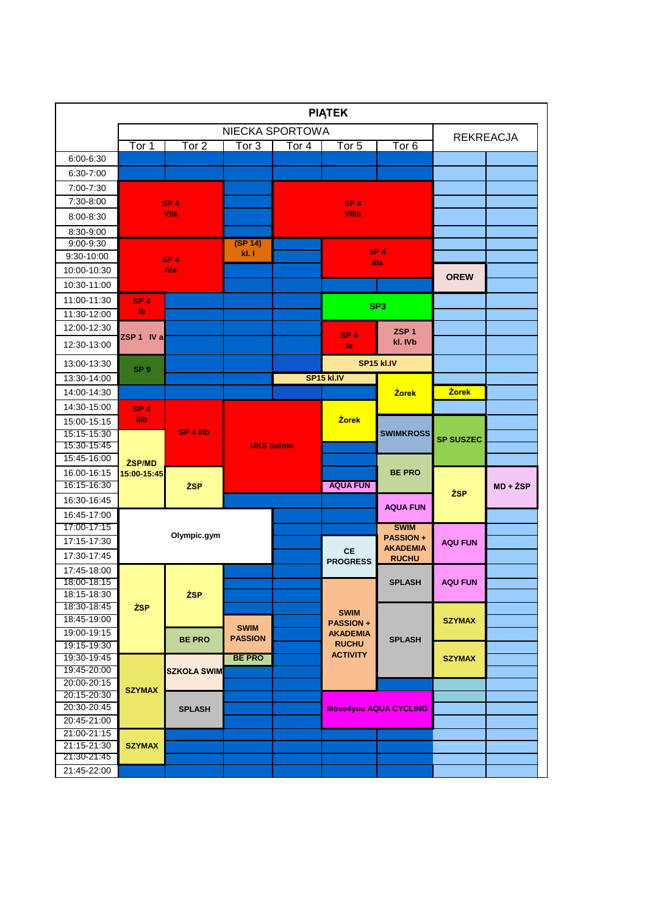# PIĄTEK

| | NIECKA SPORTOWA | | | | | | REKREACJA | |
|---|---|---|---|---|---|---|---|---|
| | Tor 1 | Tor 2 | Tor 3 | Tor 4 | Tor 5 | Tor 6 | | |
| 6:00-6:30 | | | | | | | | |
| 6:30-7:00 | | | | | | | | |
| 7:00-7:30 | SP 4 VIIa | SP 4 VIIa | | SP 4 VIIIa | SP 4 VIIIa | SP 4 VIIIa | | |
| 7:30-8:00 | SP 4 VIIa | SP 4 VIIa | | SP 4 VIIIa | SP 4 VIIIa | SP 4 VIIIa | | |
| 8:00-8:30 | SP 4 VIIa | SP 4 VIIa | | SP 4 VIIIa | SP 4 VIIIa | SP 4 VIIIa | | |
| 8:30-9:00 | SP 4 VIIa | SP 4 VIIa | | SP 4 VIIIa | SP 4 VIIIa | SP 4 VIIIa | | |
| 9:00-9:30 | SP 4 IVa | SP 4 IVa | (SP 14) kl. I | | SP 4 IIIa | SP 4 IIIa | | |
| 9:30-10:00 | SP 4 IVa | SP 4 IVa | (SP 14) kl. I | | SP 4 IIIa | SP 4 IIIa | | |
| 10:00-10:30 | SP 4 IVa | SP 4 IVa | | | SP 4 IIIa | SP 4 IIIa | OREW | |
| 10:30-11:00 | SP 4 IVa | SP 4 IVa | | | | | OREW | |
| 11:00-11:30 | SP 4 Ib | | | | SP3 | SP3 | | |
| 11:30-12:00 | SP 4 Ib | | | | SP3 | SP3 | | |
| 12:00-12:30 | ZSP 1 IV a | | | | SP 4 Ia | ZSP 1 kl. IVb | | |
| 12:30-13:00 | ZSP 1 IV a | | | | SP 4 Ia | ZSP 1 kl. IVb | | |
| 13:00-13:30 | SP 9 | | | | SP15 kl.IV | SP15 kl.IV | | |
| 13:30-14:00 | SP 9 | | | SP15 kl.IV | SP15 kl.IV | Żorek | | |
| 14:00-14:30 | | | | | | Żorek | Żorek | |
| 14:30-15:00 | SP 4 IIIb | SP 4 IIIb | UKS Salmo | UKS Salmo | Żorek | Żorek | | |
| 15:00-15:15 | SP 4 IIIb | SP 4 IIIb | UKS Salmo | UKS Salmo | Żorek | SWIMKROSS | SP SUSZEC | |
| 15:15-15:30 | ŻSP/MD 15:00-15:45 | SP 4 IIIb | UKS Salmo | UKS Salmo | Żorek | SWIMKROSS | SP SUSZEC | |
| 15:30-15:45 | ŻSP/MD 15:00-15:45 | SP 4 IIIb | UKS Salmo | UKS Salmo | | SWIMKROSS | SP SUSZEC | |
| 15:45-16:00 | ŻSP/MD 15:00-15:45 | SP 4 IIIb | UKS Salmo | UKS Salmo | | BE PRO | SP SUSZEC | |
| 16:00-16:15 | ŻSP/MD 15:00-15:45 | ŻSP | UKS Salmo | UKS Salmo | | BE PRO | ŻSP | MD + ŻSP |
| 16:15-16:30 | ŻSP/MD 15:00-15:45 | ŻSP | UKS Salmo | UKS Salmo | AQUA FUN | BE PRO | ŻSP | MD + ŻSP |
| 16:30-16:45 | ŻSP/MD 15:00-15:45 | ŻSP | | | | AQUA FUN | ŻSP | MD + ŻSP |
| 16:45-17:00 | Olympic.gym | Olympic.gym | Olympic.gym | | | AQUA FUN | ŻSP | |
| 17:00-17:15 | Olympic.gym | Olympic.gym | Olympic.gym | | | SWIM PASSION + AKADEMIA RUCHU | AQU FUN | |
| 17:15-17:30 | Olympic.gym | Olympic.gym | Olympic.gym | | CE PROGRESS | SWIM PASSION + AKADEMIA RUCHU | AQU FUN | |
| 17:30-17:45 | Olympic.gym | Olympic.gym | Olympic.gym | | CE PROGRESS | SWIM PASSION + AKADEMIA RUCHU | AQU FUN | |
| 17:45-18:00 | ŻSP | ŻSP | | | CE PROGRESS | SPLASH | AQU FUN | |
| 18:00-18:15 | ŻSP | ŻSP | | | SWIM PASSION + AKADEMIA RUCHU ACTIVITY | SPLASH | AQU FUN | |
| 18:15-18:30 | ŻSP | ŻSP | | | SWIM PASSION + AKADEMIA RUCHU ACTIVITY | SPLASH | AQU FUN | |
| 18:30-18:45 | ŻSP | ŻSP | | | SWIM PASSION + AKADEMIA RUCHU ACTIVITY | SPLASH | SZYMAX | |
| 18:45-19:00 | ŻSP | ŻSP | SWIM PASSION | | SWIM PASSION + AKADEMIA RUCHU ACTIVITY | SPLASH | SZYMAX | |
| 19:00-19:15 | ŻSP | BE PRO | SWIM PASSION | | SWIM PASSION + AKADEMIA RUCHU ACTIVITY | SPLASH | SZYMAX | |
| 19:15-19:30 | ŻSP | BE PRO | SWIM PASSION | | SWIM PASSION + AKADEMIA RUCHU ACTIVITY | SPLASH | SZYMAX | |
| 19:30-19:45 | SZYMAX | SZKOŁA SWIM | BE PRO | | SWIM PASSION + AKADEMIA RUCHU ACTIVITY | SPLASH | SZYMAX | |
| 19:45-20:00 | SZYMAX | SZKOŁA SWIM | | | SWIM PASSION + AKADEMIA RUCHU ACTIVITY | SPLASH | SZYMAX | |
| 20:00-20:15 | SZYMAX | SZKOŁA SWIM | | | SWIM PASSION + AKADEMIA RUCHU ACTIVITY | | | |
| 20:15-20:30 | SZYMAX | SPLASH | | | Move4you AQUA CYCLING | Move4you AQUA CYCLING | | |
| 20:30-20:45 | SZYMAX | SPLASH | | | Move4you AQUA CYCLING | Move4you AQUA CYCLING | | |
| 20:45-21:00 | SZYMAX | SPLASH | | | Move4you AQUA CYCLING | Move4you AQUA CYCLING | | |
| 21:00-21:15 | SZYMAX | | | | | | | |
| 21:15-21:30 | SZYMAX | | | | | | | |
| 21:30-21:45 | SZYMAX | | | | | | | |
| 21:45-22:00 | | | | | | | | |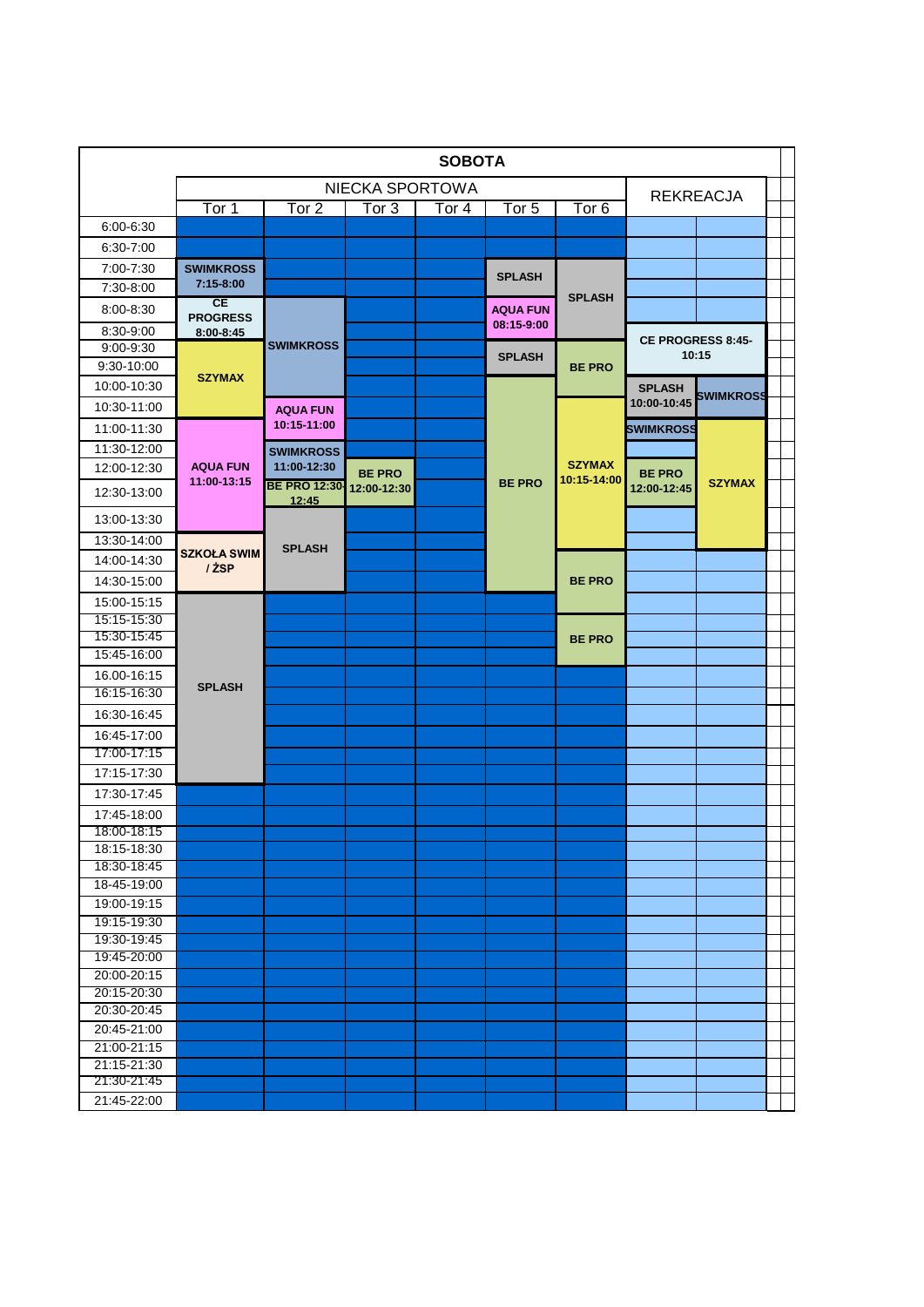# SOBOTA

| | NIECKA SPORTOWA | | | | | | REKREACJA | |
|---|---|---|---|---|---|---|---|---|
| | Tor 1 | Tor 2 | Tor 3 | Tor 4 | Tor 5 | Tor 6 | | |
| 6:00-6:30 | | | | | | | | |
| 6:30-7:00 | | | | | | | | |
| 7:00-7:30 | SWIMKROSS 7:15-8:00 | | | | SPLASH | SPLASH | | |
| 7:30-8:00 | | | | | | | | |
| 8:00-8:30 | CE PROGRESS 8:00-8:45 | SWIMKROSS | | | AQUA FUN 08:15-9:00 | | | |
| 8:30-9:00 | | | | | | | CE PROGRESS 8:45-10:15 | |
| 9:00-9:30 | SZYMAX | | | | SPLASH | BE PRO | | |
| 9:30-10:00 | | | | | | | | |
| 10:00-10:30 | | | | | BE PRO | | SPLASH 10:00-10:45 | SWIMKROSS |
| 10:30-11:00 | | AQUA FUN 10:15-11:00 | | | | SZYMAX 10:15-14:00 | | |
| 11:00-11:30 | AQUA FUN 11:00-13:15 | | | | | | SWIMKROSS | SZYMAX |
| 11:30-12:00 | | SWIMKROSS 11:00-12:30 | | | | | | |
| 12:00-12:30 | | | BE PRO 12:00-12:30 | | | | BE PRO 12:00-12:45 | |
| 12:30-13:00 | | BE PRO 12:30-12:45 | | | | | | |
| 13:00-13:30 | | SPLASH | | | | | | |
| 13:30-14:00 | SZKOŁA SWIM / ŻSP | | | | | | | |
| 14:00-14:30 | | | | | | BE PRO | | |
| 14:30-15:00 | | | | | | | | |
| 15:00-15:15 | SPLASH | | | | | | | |
| 15:15-15:30 | | | | | | BE PRO | | |
| 15:30-15:45 | | | | | | | | |
| 15:45-16:00 | | | | | | | | |
| 16.00-16:15 | | | | | | | | |
| 16:15-16:30 | | | | | | | | |
| 16:30-16:45 | | | | | | | | |
| 16:45-17:00 | | | | | | | | |
| 17:00-17:15 | | | | | | | | |
| 17:15-17:30 | | | | | | | | |
| 17:30-17:45 | | | | | | | | |
| 17:45-18:00 | | | | | | | | |
| 18:00-18:15 | | | | | | | | |
| 18:15-18:30 | | | | | | | | |
| 18:30-18:45 | | | | | | | | |
| 18-45-19:00 | | | | | | | | |
| 19:00-19:15 | | | | | | | | |
| 19:15-19:30 | | | | | | | | |
| 19:30-19:45 | | | | | | | | |
| 19:45-20:00 | | | | | | | | |
| 20:00-20:15 | | | | | | | | |
| 20:15-20:30 | | | | | | | | |
| 20:30-20:45 | | | | | | | | |
| 20:45-21:00 | | | | | | | | |
| 21:00-21:15 | | | | | | | | |
| 21:15-21:30 | | | | | | | | |
| 21:30-21:45 | | | | | | | | |
| 21:45-22:00 | | | | | | | | |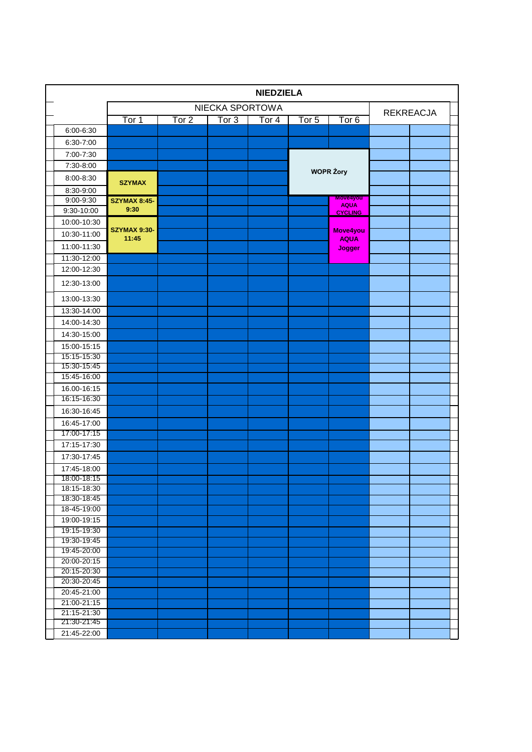## NIEDZIELA

| | NIECKA SPORTOWA | | | | | | REKREACJA | |
|---|---|---|---|---|---|---|---|---|
| | Tor 1 | Tor 2 | Tor 3 | Tor 4 | Tor 5 | Tor 6 | | |
| 6:00-6:30 | | | | | | | | |
| 6:30-7:00 | | | | | | | | |
| 7:00-7:30 | | | | | WOPR Żory | | | |
| 7:30-8:00 | | | | | | | | |
| 8:00-8:30 | SZYMAX | | | | | | | |
| 8:30-9:00 | | | | | | | | |
| 9:00-9:30 | SZYMAX 8:45-9:30 | | | | | Move4you AQUA CYCLING | | |
| 9:30-10:00 | | | | | | | | |
| 10:00-10:30 | SZYMAX 9:30-11:45 | | | | | Move4you AQUA Jogger | | |
| 10:30-11:00 | | | | | | | | |
| 11:00-11:30 | | | | | | | | |
| 11:30-12:00 | | | | | | | | |
| 12:00-12:30 | | | | | | | | |
| 12:30-13:00 | | | | | | | | |
| 13:00-13:30 | | | | | | | | |
| 13:30-14:00 | | | | | | | | |
| 14:00-14:30 | | | | | | | | |
| 14:30-15:00 | | | | | | | | |
| 15:00-15:15 | | | | | | | | |
| 15:15-15:30 | | | | | | | | |
| 15:30-15:45 | | | | | | | | |
| 15:45-16:00 | | | | | | | | |
| 16.00-16:15 | | | | | | | | |
| 16:15-16:30 | | | | | | | | |
| 16:30-16:45 | | | | | | | | |
| 16:45-17:00 | | | | | | | | |
| 17:00-17:15 | | | | | | | | |
| 17:15-17:30 | | | | | | | | |
| 17:30-17:45 | | | | | | | | |
| 17:45-18:00 | | | | | | | | |
| 18:00-18:15 | | | | | | | | |
| 18:15-18:30 | | | | | | | | |
| 18:30-18:45 | | | | | | | | |
| 18-45-19:00 | | | | | | | | |
| 19:00-19:15 | | | | | | | | |
| 19:15-19:30 | | | | | | | | |
| 19:30-19:45 | | | | | | | | |
| 19:45-20:00 | | | | | | | | |
| 20:00-20:15 | | | | | | | | |
| 20:15-20:30 | | | | | | | | |
| 20:30-20:45 | | | | | | | | |
| 20:45-21:00 | | | | | | | | |
| 21:00-21:15 | | | | | | | | |
| 21:15-21:30 | | | | | | | | |
| 21:30-21:45 | | | | | | | | |
| 21:45-22:00 | | | | | | | | |